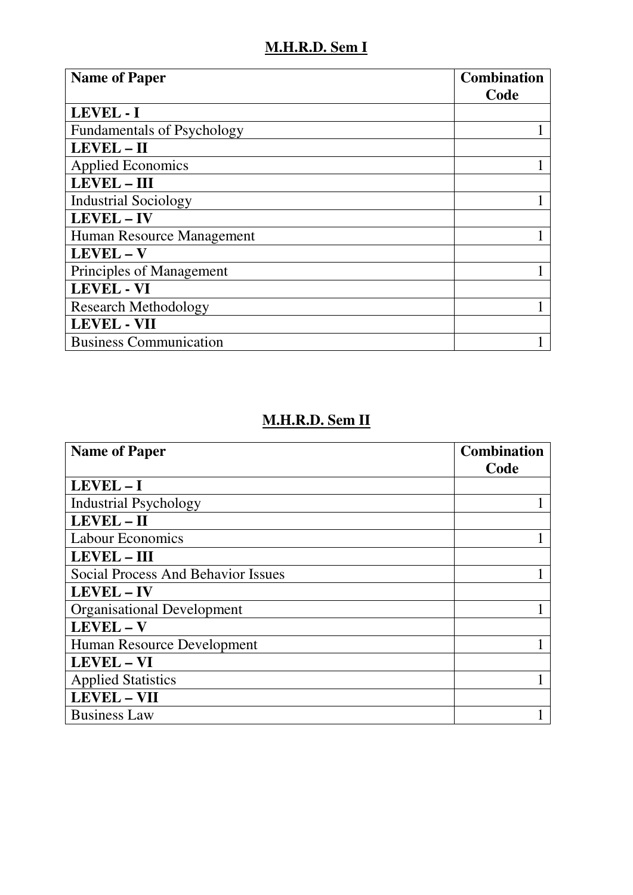## M.H.R.D. Sem I

| Name of Paper | Combination Code |
|---|---|
| **LEVEL - I** | |
| Fundamentals of Psychology | 1 |
| **LEVEL – II** | |
| Applied Economics | 1 |
| **LEVEL – III** | |
| Industrial Sociology | 1 |
| **LEVEL – IV** | |
| Human Resource Management | 1 |
| **LEVEL – V** | |
| Principles of Management | 1 |
| **LEVEL - VI** | |
| Research Methodology | 1 |
| **LEVEL - VII** | |
| Business Communication | 1 |

## M.H.R.D. Sem II

| Name of Paper | Combination Code |
|---|---|
| **LEVEL – I** | |
| Industrial Psychology | 1 |
| **LEVEL – II** | |
| Labour Economics | 1 |
| **LEVEL – III** | |
| Social Process And Behavior Issues | 1 |
| **LEVEL – IV** | |
| Organisational Development | 1 |
| **LEVEL – V** | |
| Human Resource Development | 1 |
| **LEVEL – VI** | |
| Applied Statistics | 1 |
| **LEVEL – VII** | |
| Business Law | 1 |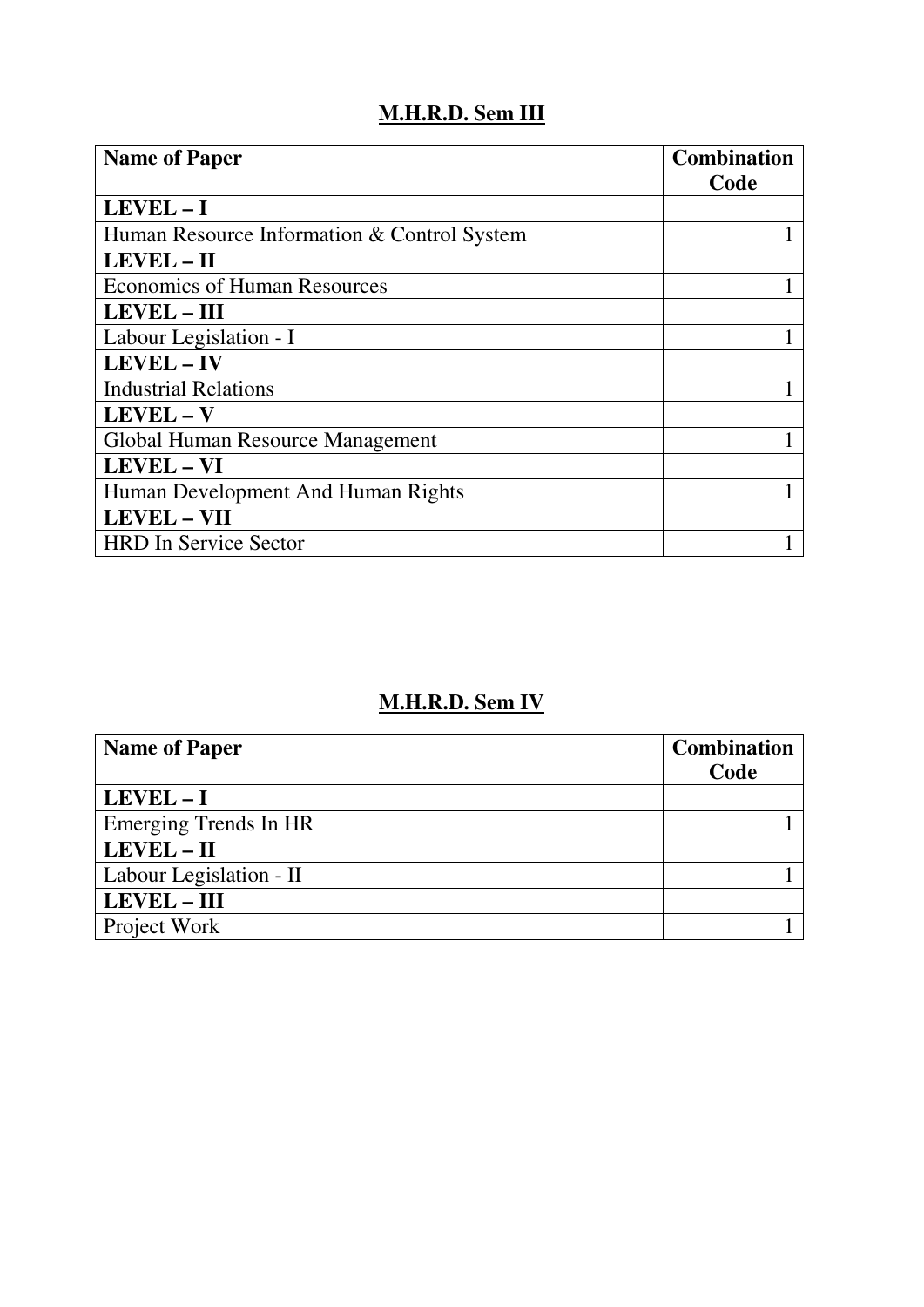## M.H.R.D. Sem III

| Name of Paper | Combination Code |
|---|---|
| **LEVEL – I** | |
| Human Resource Information & Control System | 1 |
| **LEVEL – II** | |
| Economics of Human Resources | 1 |
| **LEVEL – III** | |
| Labour Legislation - I | 1 |
| **LEVEL – IV** | |
| Industrial Relations | 1 |
| **LEVEL – V** | |
| Global Human Resource Management | 1 |
| **LEVEL – VI** | |
| Human Development And Human Rights | 1 |
| **LEVEL – VII** | |
| HRD In Service Sector | 1 |

## M.H.R.D. Sem IV

| Name of Paper | Combination Code |
|---|---|
| **LEVEL – I** | |
| Emerging Trends In HR | 1 |
| **LEVEL – II** | |
| Labour Legislation - II | 1 |
| **LEVEL – III** | |
| Project Work | 1 |